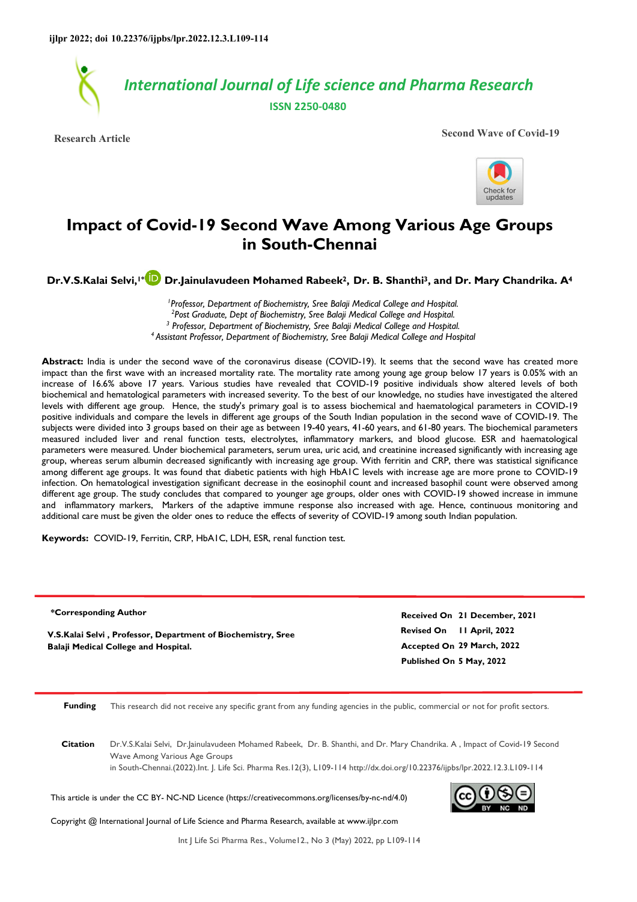Research Article

Second Wave of Covid-19

# Impact of Covid-19 Second Wave Among Various Age Groups in South-Chennai

**Dr.V.S.Kalai Selvi,[1]* Dr.Jainulavudeen Mohamed Rabeek[2], Dr. B. Shanthi[3], and Dr. Mary Chandrika. A[4]**

*[1]Professor, Department of Biochemistry, Sree Balaji Medical College and Hospital.*
*[2]Post Graduate, Dept of Biochemistry, Sree Balaji Medical College and Hospital.*
*[3] Professor, Department of Biochemistry, Sree Balaji Medical College and Hospital.*
*[4] Assistant Professor, Department of Biochemistry, Sree Balaji Medical College and Hospital*

**Abstract:** India is under the second wave of the coronavirus disease (COVID-19). It seems that the second wave has created more impact than the first wave with an increased mortality rate. The mortality rate among young age group below 17 years is 0.05% with an increase of 16.6% above 17 years. Various studies have revealed that COVID-19 positive individuals show altered levels of both biochemical and hematological parameters with increased severity. To the best of our knowledge, no studies have investigated the altered levels with different age group. Hence, the study's primary goal is to assess biochemical and haematological parameters in COVID-19 positive individuals and compare the levels in different age groups of the South Indian population in the second wave of COVID-19. The subjects were divided into 3 groups based on their age as between 19-40 years, 41-60 years, and 61-80 years. The biochemical parameters measured included liver and renal function tests, electrolytes, inflammatory markers, and blood glucose. ESR and haematological parameters were measured. Under biochemical parameters, serum urea, uric acid, and creatinine increased significantly with increasing age group, whereas serum albumin decreased significantly with increasing age group. With ferritin and CRP, there was statistical significance among different age groups. It was found that diabetic patients with high HbA1C levels with increase age are more prone to COVID-19 infection. On hematological investigation significant decrease in the eosinophil count and increased basophil count were observed among different age group. The study concludes that compared to younger age groups, older ones with COVID-19 showed increase in immune and inflammatory markers, Markers of the adaptive immune response also increased with age. Hence, continuous monitoring and additional care must be given the older ones to reduce the effects of severity of COVID-19 among south Indian population.

**Keywords:** COVID-19, Ferritin, CRP, HbA1C, LDH, ESR, renal function test.

**\*Corresponding Author**

**V.S.Kalai Selvi , Professor, Department of Biochemistry, Sree Balaji Medical College and Hospital.**

**Received On** 21 December, 2021
**Revised On** 11 April, 2022
**Accepted On** 29 March, 2022
**Published On** 5 May, 2022

**Funding** This research did not receive any specific grant from any funding agencies in the public, commercial or not for profit sectors.

**Citation** Dr.V.S.Kalai Selvi, Dr.Jainulavudeen Mohamed Rabeek, Dr. B. Shanthi, and Dr. Mary Chandrika. A , Impact of Covid-19 Second Wave Among Various Age Groups in South-Chennai.(2022).Int. J. Life Sci. Pharma Res.12(3), L109-114 http://dx.doi.org/10.22376/ijpbs/lpr.2022.12.3.L109-114

This article is under the CC BY- NC-ND Licence (https://creativecommons.org/licenses/by-nc-nd/4.0)

Copyright @ International Journal of Life Science and Pharma Research, available at www.ijlpr.com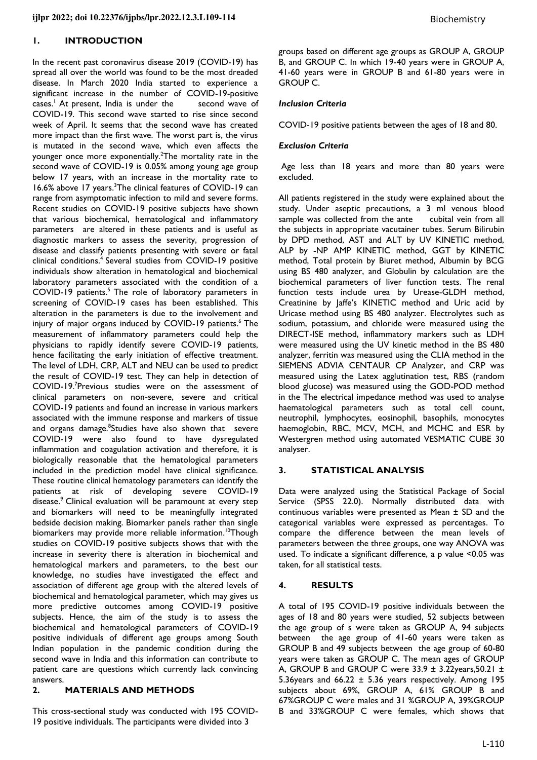## 1. INTRODUCTION

In the recent past coronavirus disease 2019 (COVID-19) has spread all over the world was found to be the most dreaded disease. In March 2020 India started to experience a significant increase in the number of COVID-19-positive cases.[1] At present, India is under the second wave of COVID-19. This second wave started to rise since second week of April. It seems that the second wave has created more impact than the first wave. The worst part is, the virus is mutated in the second wave, which even affects the younger once more exponentially.[2]The mortality rate in the second wave of COVID-19 is 0.05% among young age group below 17 years, with an increase in the mortality rate to 16.6% above 17 years.[3]The clinical features of COVID-19 can range from asymptomatic infection to mild and severe forms. Recent studies on COVID-19 positive subjects have shown that various biochemical, hematological and inflammatory parameters are altered in these patients and is useful as diagnostic markers to assess the severity, progression of disease and classify patients presenting with severe or fatal clinical conditions.[4] Several studies from COVID-19 positive individuals show alteration in hematological and biochemical laboratory parameters associated with the condition of a COVID-19 patients.[5] The role of laboratory parameters in screening of COVID-19 cases has been established. This alteration in the parameters is due to the involvement and injury of major organs induced by COVID-19 patients.[6] The measurement of inflammatory parameters could help the physicians to rapidly identify severe COVID-19 patients, hence facilitating the early initiation of effective treatment. The level of LDH, CRP, ALT and NEU can be used to predict the result of COVID-19 test. They can help in detection of COVID-19.[7]Previous studies were on the assessment of clinical parameters on non-severe, severe and critical COVID-19 patients and found an increase in various markers associated with the immune response and markers of tissue and organs damage.[8]Studies have also shown that severe COVID-19 were also found to have dysregulated inflammation and coagulation activation and therefore, it is biologically reasonable that the hematological parameters included in the prediction model have clinical significance. These routine clinical hematology parameters can identify the patients at risk of developing severe COVID-19 disease.[9] Clinical evaluation will be paramount at every step and biomarkers will need to be meaningfully integrated bedside decision making. Biomarker panels rather than single biomarkers may provide more reliable information.[10]Though studies on COVID-19 positive subjects shows that with the increase in severity there is alteration in biochemical and hematological markers and parameters, to the best our knowledge, no studies have investigated the effect and association of different age group with the altered levels of biochemical and hematological parameter, which may gives us more predictive outcomes among COVID-19 positive subjects. Hence, the aim of the study is to assess the biochemical and hematological parameters of COVID-19 positive individuals of different age groups among South Indian population in the pandemic condition during the second wave in India and this information can contribute to patient care are questions which currently lack convincing answers.

## 2. MATERIALS AND METHODS

This cross-sectional study was conducted with 195 COVID-19 positive individuals. The participants were divided into 3 groups based on different age groups as GROUP A, GROUP B, and GROUP C. In which 19-40 years were in GROUP A, 41-60 years were in GROUP B and 61-80 years were in GROUP C.

### *Inclusion Criteria*

COVID-19 positive patients between the ages of 18 and 80.

### *Exclusion Criteria*

Age less than 18 years and more than 80 years were excluded.

All patients registered in the study were explained about the study. Under aseptic precautions, a 3 ml venous blood sample was collected from the ante cubital vein from all the subjects in appropriate vacutainer tubes. Serum Bilirubin by DPD method, AST and ALT by UV KINETIC method, ALP by -NP AMP KINETIC method, GGT by KINETIC method, Total protein by Biuret method, Albumin by BCG using BS 480 analyzer, and Globulin by calculation are the biochemical parameters of liver function tests. The renal function tests include urea by Urease-GLDH method, Creatinine by Jaffe's KINETIC method and Uric acid by Uricase method using BS 480 analyzer. Electrolytes such as sodium, potassium, and chloride were measured using the DIRECT-ISE method, inflammatory markers such as LDH were measured using the UV kinetic method in the BS 480 analyzer, ferritin was measured using the CLIA method in the SIEMENS ADVIA CENTAUR CP Analyzer, and CRP was measured using the Latex agglutination test, RBS (random blood glucose) was measured using the GOD-POD method in the The electrical impedance method was used to analyse haematological parameters such as total cell count, neutrophil, lymphocytes, eosinophil, basophils, monocytes haemoglobin, RBC, MCV, MCH, and MCHC and ESR by Westergren method using automated VESMATIC CUBE 30 analyser.

## 3. STATISTICAL ANALYSIS

Data were analyzed using the Statistical Package of Social Service (SPSS 22.0). Normally distributed data with continuous variables were presented as Mean ± SD and the categorical variables were expressed as percentages. To compare the difference between the mean levels of parameters between the three groups, one way ANOVA was used. To indicate a significant difference, a p value <0.05 was taken, for all statistical tests.

## 4. RESULTS

A total of 195 COVID-19 positive individuals between the ages of 18 and 80 years were studied, 52 subjects between the age group of s were taken as GROUP A, 94 subjects between the age group of 41-60 years were taken as GROUP B and 49 subjects between the age group of 60-80 years were taken as GROUP C. The mean ages of GROUP A, GROUP B and GROUP C were 33.9 ± 3.22years,50.21 ± 5.36years and 66.22 ± 5.36 years respectively. Among 195 subjects about 69%, GROUP A, 61% GROUP B and 67%GROUP C were males and 31 %GROUP A, 39%GROUP B and 33%GROUP C were females, which shows that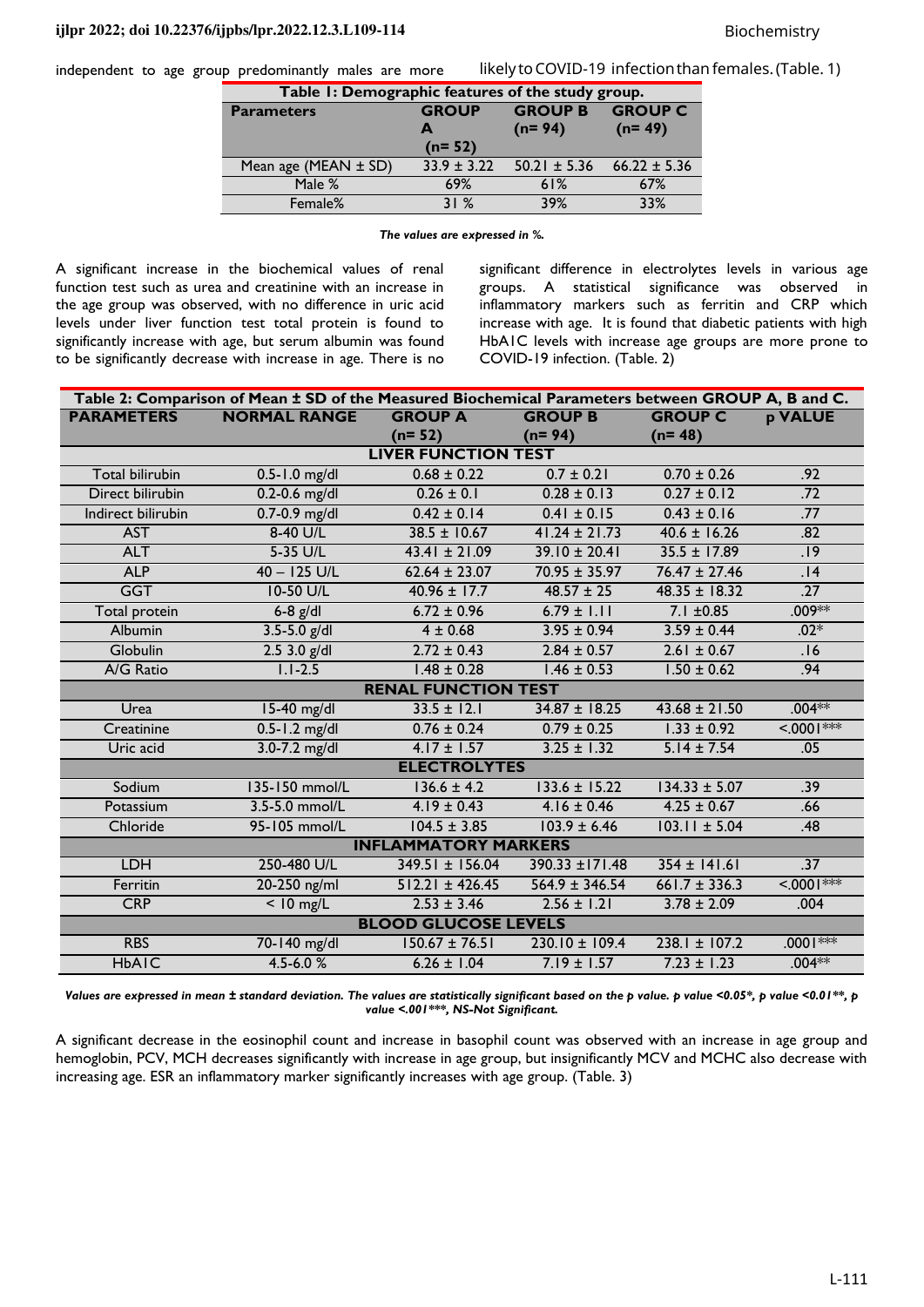independent to age group predominantly males are more likely to COVID-19 infection than females. (Table. 1)

**Table 1: Demographic features of the study group.**

| Parameters | GROUP A (n= 52) | GROUP B (n= 94) | GROUP C (n= 49) |
|---|---|---|---|
| Mean age (MEAN ± SD) | 33.9 ± 3.22 | 50.21 ± 5.36 | 66.22 ± 5.36 |
| Male % | 69% | 61% | 67% |
| Female% | 31 % | 39% | 33% |

*The values are expressed in %.*

A significant increase in the biochemical values of renal function test such as urea and creatinine with an increase in the age group was observed, with no difference in uric acid levels under liver function test total protein is found to significantly increase with age, but serum albumin was found to be significantly decrease with increase in age. There is no significant difference in electrolytes levels in various age groups. A statistical significance was observed in inflammatory markers such as ferritin and CRP which increase with age. It is found that diabetic patients with high HbA1C levels with increase age groups are more prone to COVID-19 infection. (Table. 2)

**Table 2: Comparison of Mean ± SD of the Measured Biochemical Parameters between GROUP A, B and C.**

| PARAMETERS | NORMAL RANGE | GROUP A (n= 52) | GROUP B (n= 94) | GROUP C (n= 48) | p VALUE |
|---|---|---|---|---|---|
| **LIVER FUNCTION TEST** | | | | | |
| Total bilirubin | 0.5-1.0 mg/dl | 0.68 ± 0.22 | 0.7 ± 0.21 | 0.70 ± 0.26 | .92 |
| Direct bilirubin | 0.2-0.6 mg/dl | 0.26 ± 0.1 | 0.28 ± 0.13 | 0.27 ± 0.12 | .72 |
| Indirect bilirubin | 0.7-0.9 mg/dl | 0.42 ± 0.14 | 0.41 ± 0.15 | 0.43 ± 0.16 | .77 |
| AST | 8-40 U/L | 38.5 ± 10.67 | 41.24 ± 21.73 | 40.6 ± 16.26 | .82 |
| ALT | 5-35 U/L | 43.41 ± 21.09 | 39.10 ± 20.41 | 35.5 ± 17.89 | .19 |
| ALP | 40 – 125 U/L | 62.64 ± 23.07 | 70.95 ± 35.97 | 76.47 ± 27.46 | .14 |
| GGT | 10-50 U/L | 40.96 ± 17.7 | 48.57 ± 25 | 48.35 ± 18.32 | .27 |
| Total protein | 6-8 g/dl | 6.72 ± 0.96 | 6.79 ± 1.11 | 7.1 ±0.85 | .009** |
| Albumin | 3.5-5.0 g/dl | 4 ± 0.68 | 3.95 ± 0.94 | 3.59 ± 0.44 | .02* |
| Globulin | 2.5 3.0 g/dl | 2.72 ± 0.43 | 2.84 ± 0.57 | 2.61 ± 0.67 | .16 |
| A/G Ratio | 1.1-2.5 | 1.48 ± 0.28 | 1.46 ± 0.53 | 1.50 ± 0.62 | .94 |
| **RENAL FUNCTION TEST** | | | | | |
| Urea | 15-40 mg/dl | 33.5 ± 12.1 | 34.87 ± 18.25 | 43.68 ± 21.50 | .004** |
| Creatinine | 0.5-1.2 mg/dl | 0.76 ± 0.24 | 0.79 ± 0.25 | 1.33 ± 0.92 | <.0001*** |
| Uric acid | 3.0-7.2 mg/dl | 4.17 ± 1.57 | 3.25 ± 1.32 | 5.14 ± 7.54 | .05 |
| **ELECTROLYTES** | | | | | |
| Sodium | 135-150 mmol/L | 136.6 ± 4.2 | 133.6 ± 15.22 | 134.33 ± 5.07 | .39 |
| Potassium | 3.5-5.0 mmol/L | 4.19 ± 0.43 | 4.16 ± 0.46 | 4.25 ± 0.67 | .66 |
| Chloride | 95-105 mmol/L | 104.5 ± 3.85 | 103.9 ± 6.46 | 103.11 ± 5.04 | .48 |
| **INFLAMMATORY MARKERS** | | | | | |
| LDH | 250-480 U/L | 349.51 ± 156.04 | 390.33 ±171.48 | 354 ± 141.61 | .37 |
| Ferritin | 20-250 ng/ml | 512.21 ± 426.45 | 564.9 ± 346.54 | 661.7 ± 336.3 | <.0001*** |
| CRP | < 10 mg/L | 2.53 ± 3.46 | 2.56 ± 1.21 | 3.78 ± 2.09 | .004 |
| **BLOOD GLUCOSE LEVELS** | | | | | |
| RBS | 70-140 mg/dl | 150.67 ± 76.51 | 230.10 ± 109.4 | 238.1 ± 107.2 | .0001*** |
| HbA1C | 4.5-6.0 % | 6.26 ± 1.04 | 7.19 ± 1.57 | 7.23 ± 1.23 | .004** |

*Values are expressed in mean ± standard deviation. The values are statistically significant based on the p value. p value <0.05*, p value <0.01**, p value <.001***, NS-Not Significant.*

A significant decrease in the eosinophil count and increase in basophil count was observed with an increase in age group and hemoglobin, PCV, MCH decreases significantly with increase in age group, but insignificantly MCV and MCHC also decrease with increasing age. ESR an inflammatory marker significantly increases with age group. (Table. 3)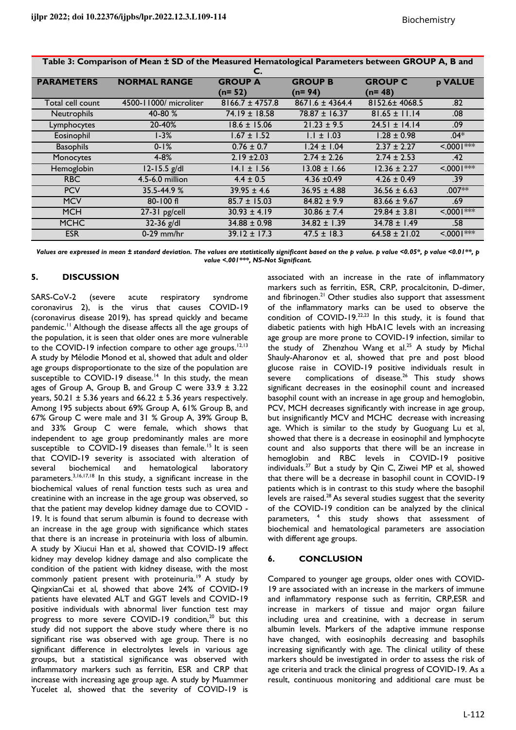**Table 3: Comparison of Mean ± SD of the Measured Hematological Parameters between GROUP A, B and C.**

| PARAMETERS | NORMAL RANGE | GROUP A (n= 52) | GROUP B (n= 94) | GROUP C (n= 48) | p VALUE |
|---|---|---|---|---|---|
| Total cell count | 4500-11000/ microliter | 8166.7 ± 4757.8 | 8671.6 ± 4364.4 | 8152.6± 4068.5 | .82 |
| Neutrophils | 40-80 % | 74.19 ± 18.58 | 78.87 ± 16.37 | 81.65 ± 11.14 | .08 |
| Lymphocytes | 20-40% | 18.6 ± 15.06 | 21.23 ± 9.5 | 24.51 ± 14.14 | .09 |
| Eosinophil | 1-3% | 1.67 ± 1.52 | 1.1 ± 1.03 | 1.28 ± 0.98 | .04* |
| Basophils | 0-1% | 0.76 ± 0.7 | 1.24 ± 1.04 | 2.37 ± 2.27 | <.0001*** |
| Monocytes | 4-8% | 2.19 ±2.03 | 2.74 ± 2.26 | 2.74 ± 2.53 | .42 |
| Hemoglobin | 12-15.5 g/dl | 14.1 ± 1.56 | 13.08 ± 1.66 | 12.36 ± 2.27 | <.0001*** |
| RBC | 4.5-6.0 million | 4.4 ± 0.5 | 4.36 ±0.49 | 4.26 ± 0.49 | .39 |
| PCV | 35.5-44.9 % | 39.95 ± 4.6 | 36.95 ± 4.88 | 36.56 ± 6.63 | .007** |
| MCV | 80-100 fl | 85.7 ± 15.03 | 84.82 ± 9.9 | 83.66 ± 9.67 | .69 |
| MCH | 27-31 pg/cell | 30.93 ± 4.19 | 30.86 ± 7.4 | 29.84 ± 3.81 | <.0001*** |
| MCHC | 32-36 g/dl | 34.88 ± 0.98 | 34.82 ± 1.39 | 34.78 ± 1.49 | .58 |
| ESR | 0-29 mm/hr | 39.12 ± 17.3 | 47.5 ± 18.3 | 64.58 ± 21.02 | <.0001*** |

*Values are expressed in mean ± standard deviation. The values are statistically significant based on the p value. p value <0.05*, p value <0.01**, p value <.001***, NS-Not Significant.*

## 5. DISCUSSION

SARS-CoV-2 (severe acute respiratory syndrome coronavirus 2), is the virus that causes COVID-19 (coronavirus disease 2019), has spread quickly and became pandemic.[11] Although the disease affects all the age groups of the population, it is seen that older ones are more vulnerable to the COVID-19 infection compare to other age groups.[12,13] A study by Mélodie Monod et al, showed that adult and older age groups disproportionate to the size of the population are susceptible to COVID-19 disease.[14] In this study, the mean ages of Group A, Group B, and Group C were 33.9 ± 3.22 years, 50.21 ± 5.36 years and 66.22 ± 5.36 years respectively. Among 195 subjects about 69% Group A, 61% Group B, and 67% Group C were male and 31 % Group A, 39% Group B, and 33% Group C were female, which shows that independent to age group predominantly males are more susceptible to COVID-19 diseases than female.[15] It is seen that COVID-19 severity is associated with alteration of several biochemical and hematological laboratory parameters.[3,16,17,18] In this study, a significant increase in the biochemical values of renal function tests such as urea and creatinine with an increase in the age group was observed, so that the patient may develop kidney damage due to COVID -19. It is found that serum albumin is found to decrease with an increase in the age group with significance which states that there is an increase in proteinuria with loss of albumin. A study by Xiucui Han et al, showed that COVID-19 affect kidney may develop kidney damage and also complicate the condition of the patient with kidney disease, with the most commonly patient present with proteinuria.[19] A study by QingxianCai et al, showed that above 24% of COVID-19 patients have elevated ALT and GGT levels and COVID-19 positive individuals with abnormal liver function test may progress to more severe COVID-19 condition,[20] but this study did not support the above study where there is no significant rise was observed with age group. There is no significant difference in electrolytes levels in various age groups, but a statistical significance was observed with inflammatory markers such as ferritin, ESR and CRP that increase with increasing age group age. A study by Muammer Yucelet al, showed that the severity of COVID-19 is associated with an increase in the rate of inflammatory markers such as ferritin, ESR, CRP, procalcitonin, D-dimer, and fibrinogen.[21] Other studies also support that assessment of the inflammatory marks can be used to observe the condition of COVID-19.[22,23] In this study, it is found that diabetic patients with high HbA1C levels with an increasing age group are more prone to COVID-19 infection, similar to the study of Zhenzhou Wang et al.[25] A study by Michal Shauly-Aharonov et al, showed that pre and post blood glucose raise in COVID-19 positive individuals result in severe complications of disease.[26] This study shows significant decreases in the eosinophil count and increased basophil count with an increase in age group and hemoglobin, PCV, MCH decreases significantly with increase in age group, but insignificantly MCV and MCHC decrease with increasing age. Which is similar to the study by Guoguang Lu et al, showed that there is a decrease in eosinophil and lymphocyte count and also supports that there will be an increase in hemoglobin and RBC levels in COVID-19 positive individuals.[27] But a study by Qin C, Ziwei MP et al, showed that there will be a decrease in basophil count in COVID-19 patients which is in contrast to this study where the basophil levels are raised.[28] As several studies suggest that the severity of the COVID-19 condition can be analyzed by the clinical parameters, [4] this study shows that assessment of biochemical and hematological parameters are association with different age groups.

## 6. CONCLUSION

Compared to younger age groups, older ones with COVID-19 are associated with an increase in the markers of immune and inflammatory response such as ferritin, CRP,ESR and increase in markers of tissue and major organ failure including urea and creatinine, with a decrease in serum albumin levels. Markers of the adaptive immune response have changed, with eosinophils decreasing and basophils increasing significantly with age. The clinical utility of these markers should be investigated in order to assess the risk of age criteria and track the clinical progress of COVID-19. As a result, continuous monitoring and additional care must be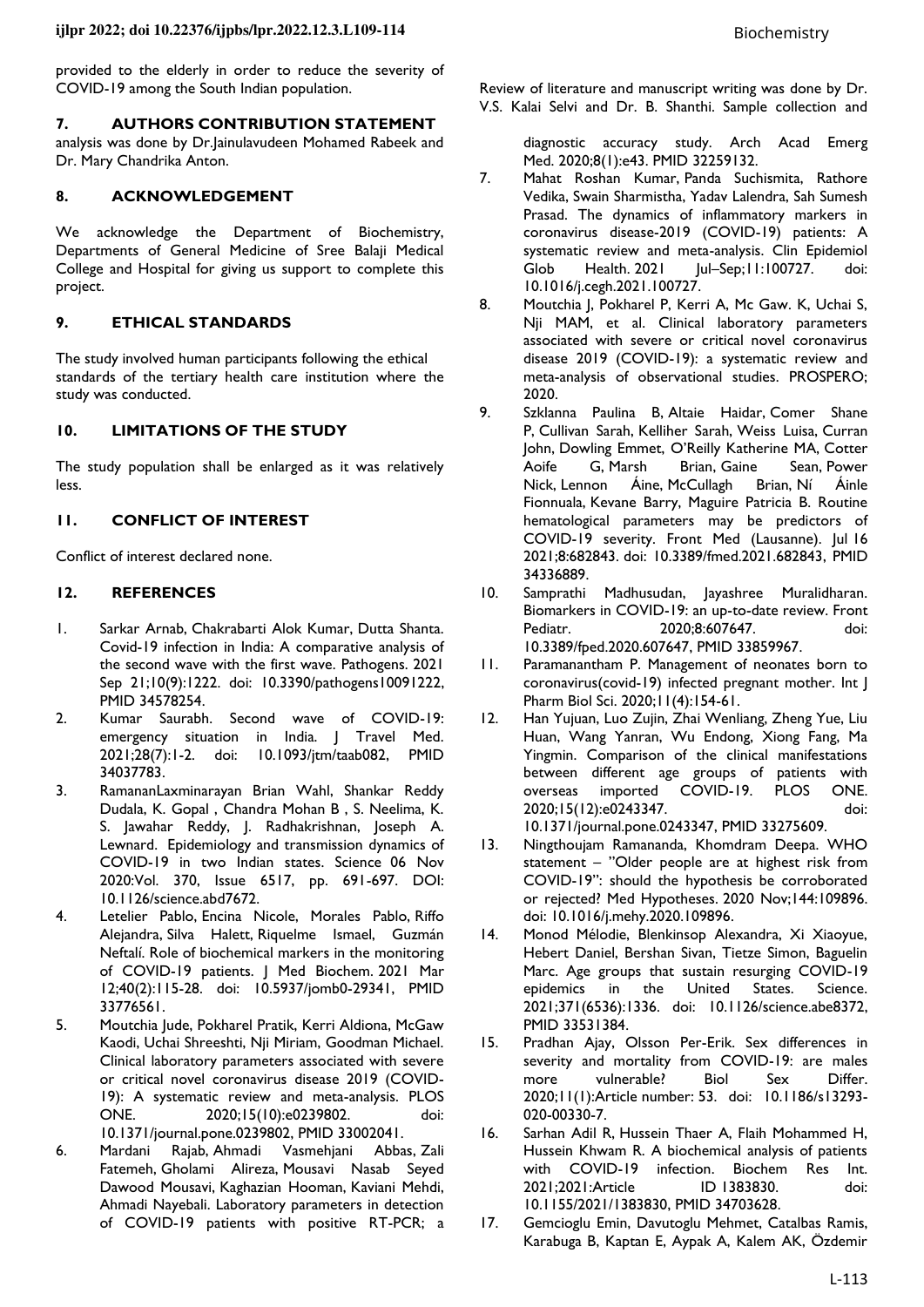provided to the elderly in order to reduce the severity of COVID-19 among the South Indian population.

## 7. AUTHORS CONTRIBUTION STATEMENT

Review of literature and manuscript writing was done by Dr. V.S. Kalai Selvi and Dr. B. Shanthi. Sample collection and analysis was done by Dr.Jainulavudeen Mohamed Rabeek and Dr. Mary Chandrika Anton.

## 8. ACKNOWLEDGEMENT

We acknowledge the Department of Biochemistry, Departments of General Medicine of Sree Balaji Medical College and Hospital for giving us support to complete this project.

## 9. ETHICAL STANDARDS

The study involved human participants following the ethical standards of the tertiary health care institution where the study was conducted.

## 10. LIMITATIONS OF THE STUDY

The study population shall be enlarged as it was relatively less.

## 11. CONFLICT OF INTEREST

Conflict of interest declared none.

## 12. REFERENCES

1. Sarkar Arnab, Chakrabarti Alok Kumar, Dutta Shanta. Covid-19 infection in India: A comparative analysis of the second wave with the first wave. Pathogens. 2021 Sep 21;10(9):1222. doi: 10.3390/pathogens10091222, PMID 34578254.
2. Kumar Saurabh. Second wave of COVID-19: emergency situation in India. J Travel Med. 2021;28(7):1-2. doi: 10.1093/jtm/taab082, PMID 34037783.
3. RamananLaxminarayan Brian Wahl, Shankar Reddy Dudala, K. Gopal , Chandra Mohan B , S. Neelima, K. S. Jawahar Reddy, J. Radhakrishnan, Joseph A. Lewnard. Epidemiology and transmission dynamics of COVID-19 in two Indian states. Science 06 Nov 2020:Vol. 370, Issue 6517, pp. 691-697. DOI: 10.1126/science.abd7672.
4. Letelier Pablo, Encina Nicole, Morales Pablo, Riffo Alejandra, Silva Halett, Riquelme Ismael, Guzmán Neftalí. Role of biochemical markers in the monitoring of COVID-19 patients. J Med Biochem. 2021 Mar 12;40(2):115-28. doi: 10.5937/jomb0-29341, PMID 33776561.
5. Moutchia Jude, Pokharel Pratik, Kerri Aldiona, McGaw Kaodi, Uchai Shreeshti, Nji Miriam, Goodman Michael. Clinical laboratory parameters associated with severe or critical novel coronavirus disease 2019 (COVID-19): A systematic review and meta-analysis. PLOS ONE. 2020;15(10):e0239802. doi: 10.1371/journal.pone.0239802, PMID 33002041.
6. Mardani Rajab, Ahmadi Vasmehjani Abbas, Zali Fatemeh, Gholami Alireza, Mousavi Nasab Seyed Dawood Mousavi, Kaghazian Hooman, Kaviani Mehdi, Ahmadi Nayebali. Laboratory parameters in detection of COVID-19 patients with positive RT-PCR; a diagnostic accuracy study. Arch Acad Emerg Med. 2020;8(1):e43. PMID 32259132.
7. Mahat Roshan Kumar, Panda Suchismita, Rathore Vedika, Swain Sharmistha, Yadav Lalendra, Sah Sumesh Prasad. The dynamics of inflammatory markers in coronavirus disease-2019 (COVID-19) patients: A systematic review and meta-analysis. Clin Epidemiol Glob Health. 2021 Jul–Sep;11:100727. doi: 10.1016/j.cegh.2021.100727.
8. Moutchia J, Pokharel P, Kerri A, Mc Gaw. K, Uchai S, Nji MAM, et al. Clinical laboratory parameters associated with severe or critical novel coronavirus disease 2019 (COVID-19): a systematic review and meta-analysis of observational studies. PROSPERO; 2020.
9. Szklanna Paulina B, Altaie Haidar, Comer Shane P, Cullivan Sarah, Kelliher Sarah, Weiss Luisa, Curran John, Dowling Emmet, O'Reilly Katherine MA, Cotter Aoife G, Marsh Brian, Gaine Sean, Power Nick, Lennon Áine, McCullagh Brian, Ní Áinle Fionnuala, Kevane Barry, Maguire Patricia B. Routine hematological parameters may be predictors of COVID-19 severity. Front Med (Lausanne). Jul 16 2021;8:682843. doi: 10.3389/fmed.2021.682843, PMID 34336889.
10. Samprathi Madhusudan, Jayashree Muralidharan. Biomarkers in COVID-19: an up-to-date review. Front Pediatr. 2020;8:607647. doi: 10.3389/fped.2020.607647, PMID 33859967.
11. Paramanantham P. Management of neonates born to coronavirus(covid-19) infected pregnant mother. Int J Pharm Biol Sci. 2020;11(4):154-61.
12. Han Yujuan, Luo Zujin, Zhai Wenliang, Zheng Yue, Liu Huan, Wang Yanran, Wu Endong, Xiong Fang, Ma Yingmin. Comparison of the clinical manifestations between different age groups of patients with overseas imported COVID-19. PLOS ONE. 2020;15(12):e0243347. doi: 10.1371/journal.pone.0243347, PMID 33275609.
13. Ningthoujam Ramananda, Khomdram Deepa. WHO statement – "Older people are at highest risk from COVID-19": should the hypothesis be corroborated or rejected? Med Hypotheses. 2020 Nov;144:109896. doi: 10.1016/j.mehy.2020.109896.
14. Monod Mélodie, Blenkinsop Alexandra, Xi Xiaoyue, Hebert Daniel, Bershan Sivan, Tietze Simon, Baguelin Marc. Age groups that sustain resurging COVID-19 epidemics in the United States. Science. 2021;371(6536):1336. doi: 10.1126/science.abe8372, PMID 33531384.
15. Pradhan Ajay, Olsson Per-Erik. Sex differences in severity and mortality from COVID-19: are males more vulnerable? Biol Sex Differ. 2020;11(1):Article number: 53. doi: 10.1186/s13293-020-00330-7.
16. Sarhan Adil R, Hussein Thaer A, Flaih Mohammed H, Hussein Khwam R. A biochemical analysis of patients with COVID-19 infection. Biochem Res Int. 2021;2021:Article ID 1383830. doi: 10.1155/2021/1383830, PMID 34703628.
17. Gemcioglu Emin, Davutoglu Mehmet, Catalbas Ramis, Karabuga B, Kaptan E, Aypak A, Kalem AK, Özdemir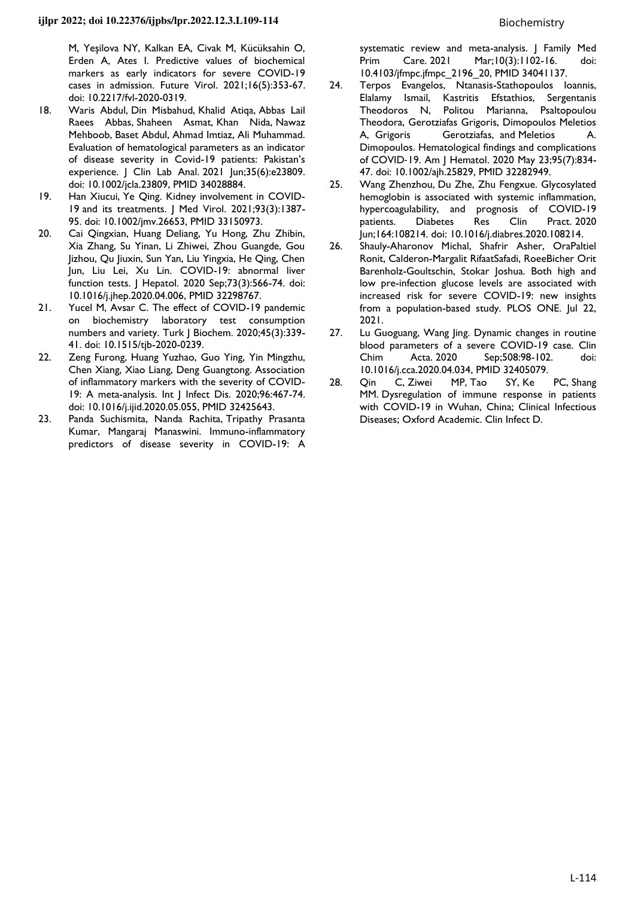M, Yeşilova NY, Kalkan EA, Civak M, Kücüksahin O, Erden A, Ates I. Predictive values of biochemical markers as early indicators for severe COVID-19 cases in admission. Future Virol. 2021;16(5):353-67. doi: 10.2217/fvl-2020-0319.

18. Waris Abdul, Din Misbahud, Khalid Atiqa, Abbas Lail Raees Abbas, Shaheen Asmat, Khan Nida, Nawaz Mehboob, Baset Abdul, Ahmad Imtiaz, Ali Muhammad. Evaluation of hematological parameters as an indicator of disease severity in Covid-19 patients: Pakistan's experience. J Clin Lab Anal. 2021 Jun;35(6):e23809. doi: 10.1002/jcla.23809, PMID 34028884.
19. Han Xiucui, Ye Qing. Kidney involvement in COVID-19 and its treatments. J Med Virol. 2021;93(3):1387-95. doi: 10.1002/jmv.26653, PMID 33150973.
20. Cai Qingxian, Huang Deliang, Yu Hong, Zhu Zhibin, Xia Zhang, Su Yinan, Li Zhiwei, Zhou Guangde, Gou Jizhou, Qu Jiuxin, Sun Yan, Liu Yingxia, He Qing, Chen Jun, Liu Lei, Xu Lin. COVID-19: abnormal liver function tests. J Hepatol. 2020 Sep;73(3):566-74. doi: 10.1016/j.jhep.2020.04.006, PMID 32298767.
21. Yucel M, Avsar C. The effect of COVID-19 pandemic on biochemistry laboratory test consumption numbers and variety. Turk J Biochem. 2020;45(3):339-41. doi: 10.1515/tjb-2020-0239.
22. Zeng Furong, Huang Yuzhao, Guo Ying, Yin Mingzhu, Chen Xiang, Xiao Liang, Deng Guangtong. Association of inflammatory markers with the severity of COVID-19: A meta-analysis. Int J Infect Dis. 2020;96:467-74. doi: 10.1016/j.ijid.2020.05.055, PMID 32425643.
23. Panda Suchismita, Nanda Rachita, Tripathy Prasanta Kumar, Mangaraj Manaswini. Immuno-inflammatory predictors of disease severity in COVID-19: A systematic review and meta-analysis. J Family Med Prim Care. 2021 Mar;10(3):1102-16. doi: 10.4103/jfmpc.jfmpc_2196_20, PMID 34041137.
24. Terpos Evangelos, Ntanasis-Stathopoulos Ioannis, Elalamy Ismail, Kastritis Efstathios, Sergentanis Theodoros N, Politou Marianna, Psaltopoulou Theodora, Gerotziafas Grigoris, Dimopoulos Meletios A, Grigoris Gerotziafas, and Meletios A. Dimopoulos. Hematological findings and complications of COVID-19. Am J Hematol. 2020 May 23;95(7):834-47. doi: 10.1002/ajh.25829, PMID 32282949.
25. Wang Zhenzhou, Du Zhe, Zhu Fengxue. Glycosylated hemoglobin is associated with systemic inflammation, hypercoagulability, and prognosis of COVID-19 patients. Diabetes Res Clin Pract. 2020 Jun;164:108214. doi: 10.1016/j.diabres.2020.108214.
26. Shauly-Aharonov Michal, Shafrir Asher, OraPaltiel Ronit, Calderon-Margalit RifaatSafadi, RoeeBicher Orit Barenholz-Goultschin, Stokar Joshua. Both high and low pre-infection glucose levels are associated with increased risk for severe COVID-19: new insights from a population-based study. PLOS ONE. Jul 22, 2021.
27. Lu Guoguang, Wang Jing. Dynamic changes in routine blood parameters of a severe COVID-19 case. Clin Chim Acta. 2020 Sep;508:98-102. doi: 10.1016/j.cca.2020.04.034, PMID 32405079.
28. Qin C, Ziwei MP, Tao SY, Ke PC, Shang MM. Dysregulation of immune response in patients with COVID-19 in Wuhan, China; Clinical Infectious Diseases; Oxford Academic. Clin Infect D.